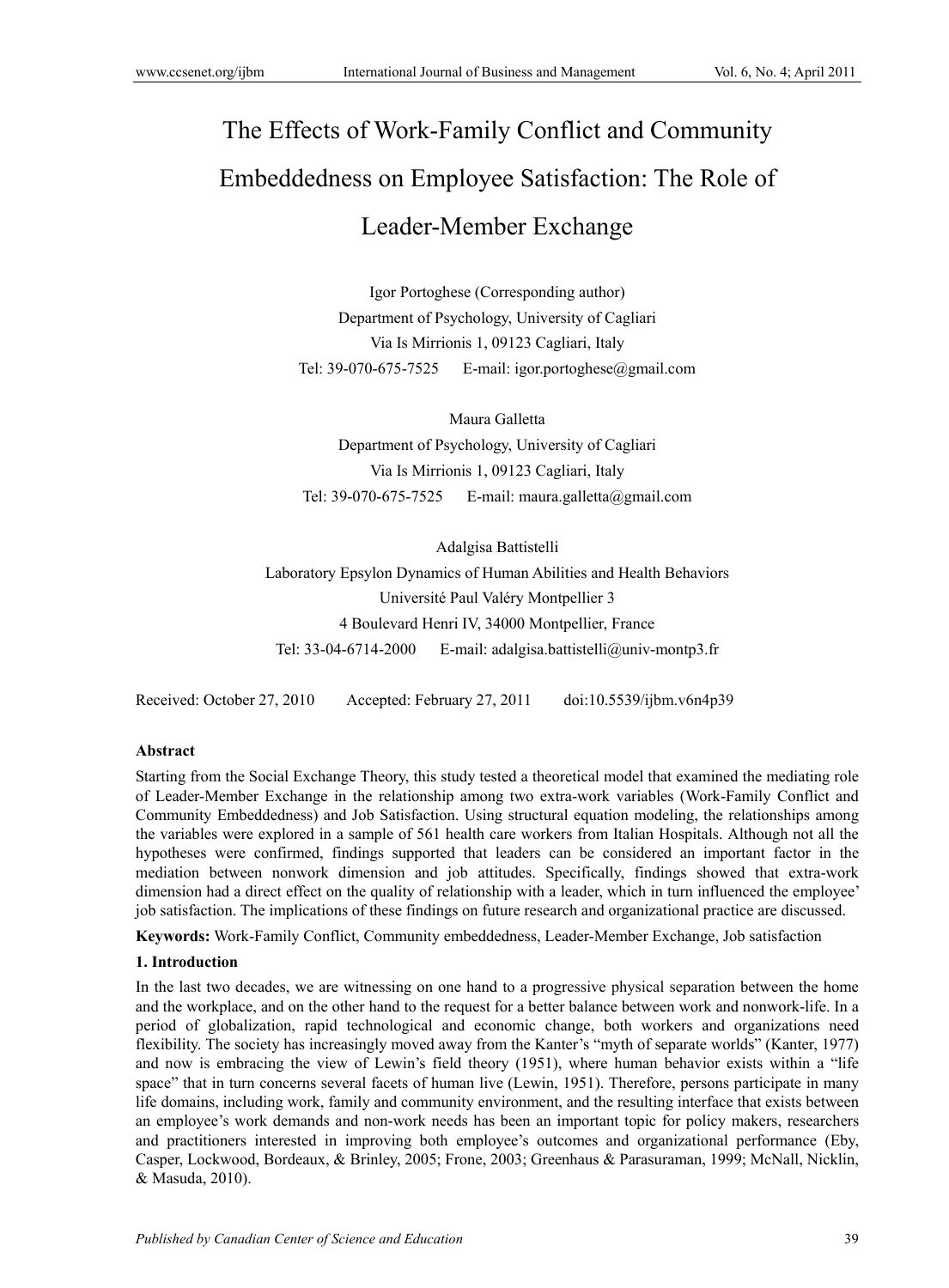# The Effects of Work-Family Conflict and Community Embeddedness on Employee Satisfaction: The Role of Leader-Member Exchange

Igor Portoghese (Corresponding author)
Department of Psychology, University of Cagliari
Via Is Mirrionis 1, 09123 Cagliari, Italy
Tel: 39-070-675-7525 E-mail: igor.portoghese@gmail.com

Maura Galletta
Department of Psychology, University of Cagliari
Via Is Mirrionis 1, 09123 Cagliari, Italy
Tel: 39-070-675-7525 E-mail: maura.galletta@gmail.com

Adalgisa Battistelli
Laboratory Epsylon Dynamics of Human Abilities and Health Behaviors
Université Paul Valéry Montpellier 3
4 Boulevard Henri IV, 34000 Montpellier, France
Tel: 33-04-6714-2000 E-mail: adalgisa.battistelli@univ-montp3.fr

Received: October 27, 2010 Accepted: February 27, 2011 doi:10.5539/ijbm.v6n4p39

**Abstract**

Starting from the Social Exchange Theory, this study tested a theoretical model that examined the mediating role of Leader-Member Exchange in the relationship among two extra-work variables (Work-Family Conflict and Community Embeddedness) and Job Satisfaction. Using structural equation modeling, the relationships among the variables were explored in a sample of 561 health care workers from Italian Hospitals. Although not all the hypotheses were confirmed, findings supported that leaders can be considered an important factor in the mediation between nonwork dimension and job attitudes. Specifically, findings showed that extra-work dimension had a direct effect on the quality of relationship with a leader, which in turn influenced the employee' job satisfaction. The implications of these findings on future research and organizational practice are discussed.

**Keywords:** Work-Family Conflict, Community embeddedness, Leader-Member Exchange, Job satisfaction

## 1. Introduction

In the last two decades, we are witnessing on one hand to a progressive physical separation between the home and the workplace, and on the other hand to the request for a better balance between work and nonwork-life. In a period of globalization, rapid technological and economic change, both workers and organizations need flexibility. The society has increasingly moved away from the Kanter's "myth of separate worlds" (Kanter, 1977) and now is embracing the view of Lewin's field theory (1951), where human behavior exists within a "life space" that in turn concerns several facets of human live (Lewin, 1951). Therefore, persons participate in many life domains, including work, family and community environment, and the resulting interface that exists between an employee's work demands and non-work needs has been an important topic for policy makers, researchers and practitioners interested in improving both employee's outcomes and organizational performance (Eby, Casper, Lockwood, Bordeaux, & Brinley, 2005; Frone, 2003; Greenhaus & Parasuraman, 1999; McNall, Nicklin, & Masuda, 2010).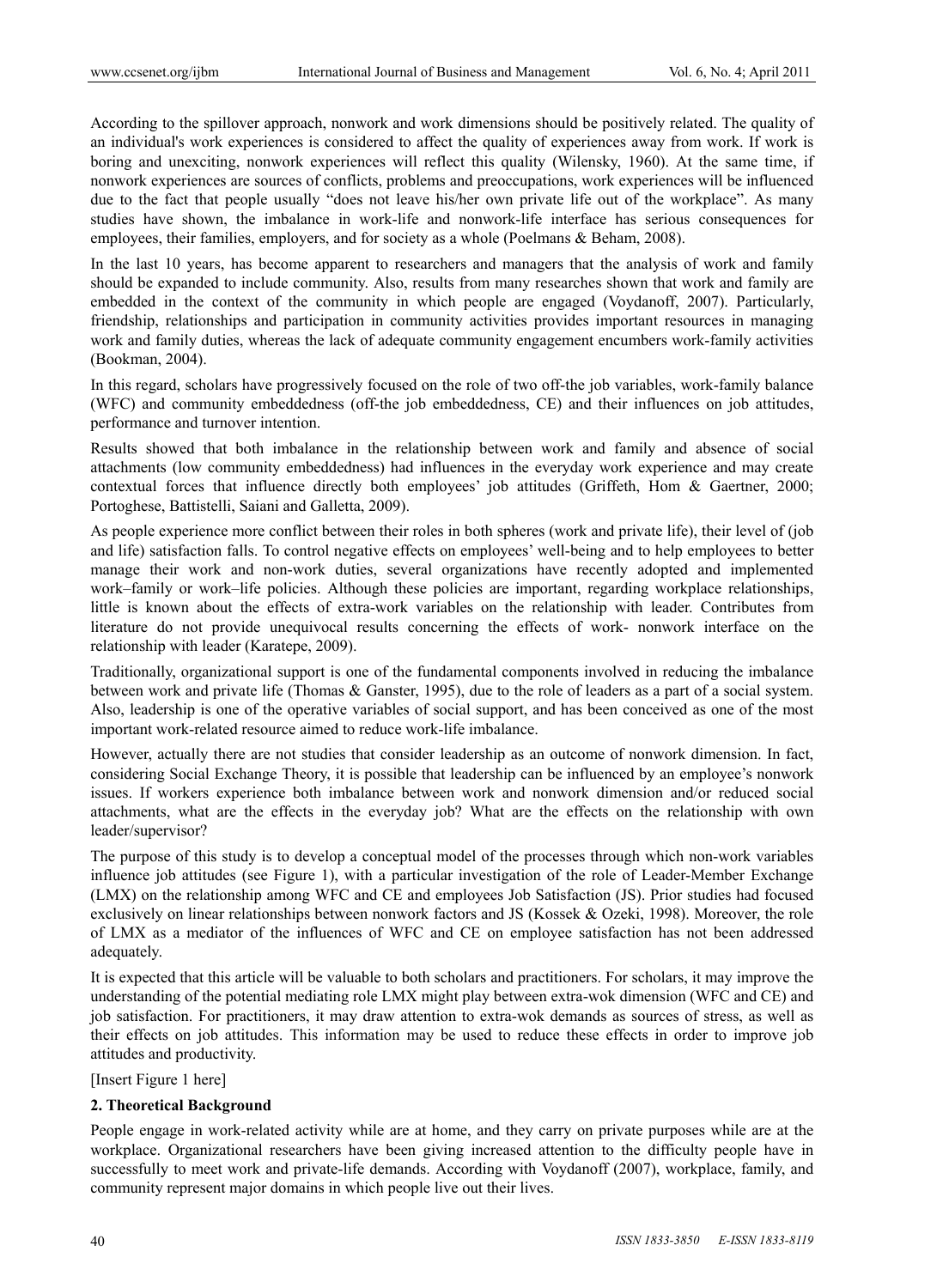According to the spillover approach, nonwork and work dimensions should be positively related. The quality of an individual's work experiences is considered to affect the quality of experiences away from work. If work is boring and unexciting, nonwork experiences will reflect this quality (Wilensky, 1960). At the same time, if nonwork experiences are sources of conflicts, problems and preoccupations, work experiences will be influenced due to the fact that people usually "does not leave his/her own private life out of the workplace". As many studies have shown, the imbalance in work-life and nonwork-life interface has serious consequences for employees, their families, employers, and for society as a whole (Poelmans & Beham, 2008).

In the last 10 years, has become apparent to researchers and managers that the analysis of work and family should be expanded to include community. Also, results from many researches shown that work and family are embedded in the context of the community in which people are engaged (Voydanoff, 2007). Particularly, friendship, relationships and participation in community activities provides important resources in managing work and family duties, whereas the lack of adequate community engagement encumbers work-family activities (Bookman, 2004).

In this regard, scholars have progressively focused on the role of two off-the job variables, work-family balance (WFC) and community embeddedness (off-the job embeddedness, CE) and their influences on job attitudes, performance and turnover intention.

Results showed that both imbalance in the relationship between work and family and absence of social attachments (low community embeddedness) had influences in the everyday work experience and may create contextual forces that influence directly both employees' job attitudes (Griffeth, Hom & Gaertner, 2000; Portoghese, Battistelli, Saiani and Galletta, 2009).

As people experience more conflict between their roles in both spheres (work and private life), their level of (job and life) satisfaction falls. To control negative effects on employees' well-being and to help employees to better manage their work and non-work duties, several organizations have recently adopted and implemented work–family or work–life policies. Although these policies are important, regarding workplace relationships, little is known about the effects of extra-work variables on the relationship with leader. Contributes from literature do not provide unequivocal results concerning the effects of work- nonwork interface on the relationship with leader (Karatepe, 2009).

Traditionally, organizational support is one of the fundamental components involved in reducing the imbalance between work and private life (Thomas & Ganster, 1995), due to the role of leaders as a part of a social system. Also, leadership is one of the operative variables of social support, and has been conceived as one of the most important work-related resource aimed to reduce work-life imbalance.

However, actually there are not studies that consider leadership as an outcome of nonwork dimension. In fact, considering Social Exchange Theory, it is possible that leadership can be influenced by an employee's nonwork issues. If workers experience both imbalance between work and nonwork dimension and/or reduced social attachments, what are the effects in the everyday job? What are the effects on the relationship with own leader/supervisor?

The purpose of this study is to develop a conceptual model of the processes through which non-work variables influence job attitudes (see Figure 1), with a particular investigation of the role of Leader-Member Exchange (LMX) on the relationship among WFC and CE and employees Job Satisfaction (JS). Prior studies had focused exclusively on linear relationships between nonwork factors and JS (Kossek & Ozeki, 1998). Moreover, the role of LMX as a mediator of the influences of WFC and CE on employee satisfaction has not been addressed adequately.

It is expected that this article will be valuable to both scholars and practitioners. For scholars, it may improve the understanding of the potential mediating role LMX might play between extra-wok dimension (WFC and CE) and job satisfaction. For practitioners, it may draw attention to extra-wok demands as sources of stress, as well as their effects on job attitudes. This information may be used to reduce these effects in order to improve job attitudes and productivity.

[Insert Figure 1 here]

## 2. Theoretical Background

People engage in work-related activity while are at home, and they carry on private purposes while are at the workplace. Organizational researchers have been giving increased attention to the difficulty people have in successfully to meet work and private-life demands. According with Voydanoff (2007), workplace, family, and community represent major domains in which people live out their lives.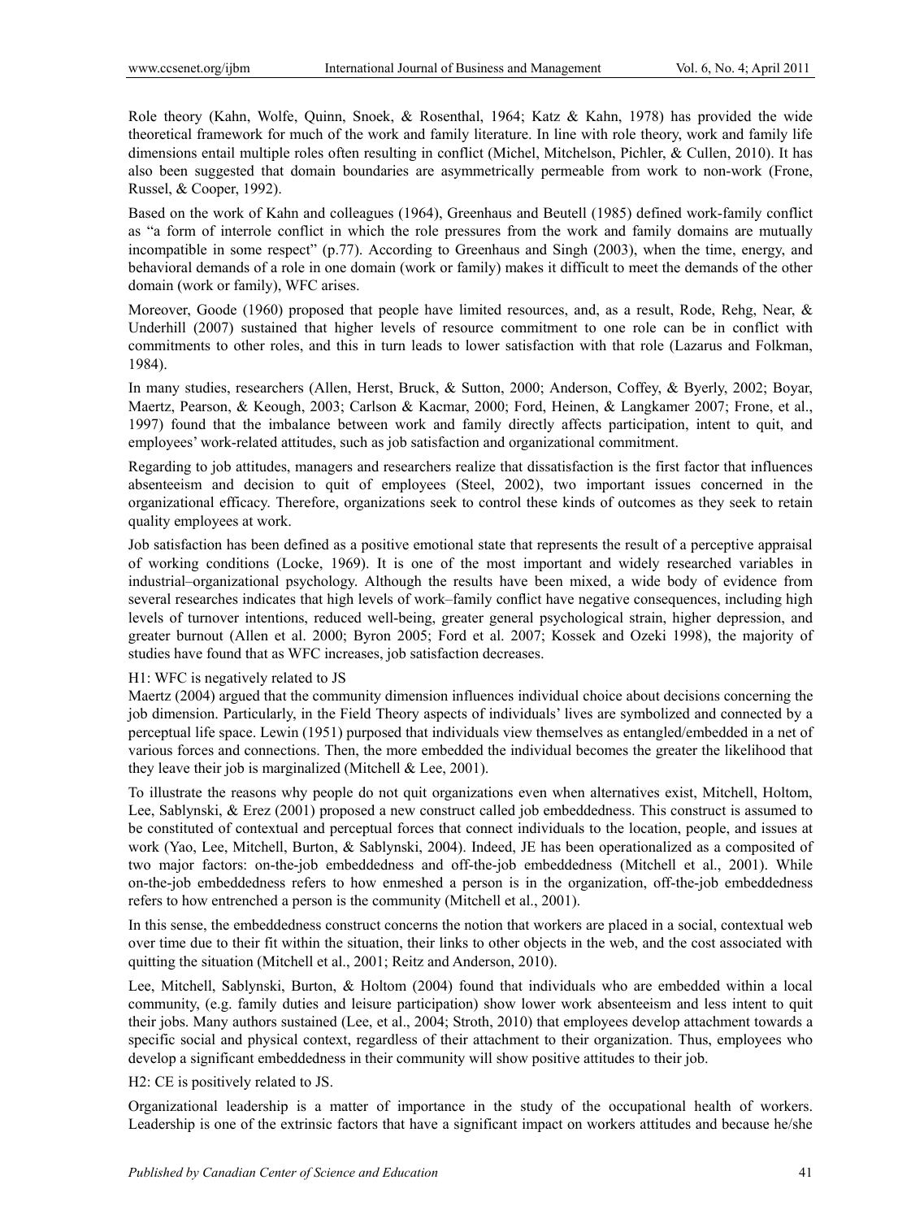Role theory (Kahn, Wolfe, Quinn, Snoek, & Rosenthal, 1964; Katz & Kahn, 1978) has provided the wide theoretical framework for much of the work and family literature. In line with role theory, work and family life dimensions entail multiple roles often resulting in conflict (Michel, Mitchelson, Pichler, & Cullen, 2010). It has also been suggested that domain boundaries are asymmetrically permeable from work to non-work (Frone, Russel, & Cooper, 1992).

Based on the work of Kahn and colleagues (1964), Greenhaus and Beutell (1985) defined work-family conflict as "a form of interrole conflict in which the role pressures from the work and family domains are mutually incompatible in some respect" (p.77). According to Greenhaus and Singh (2003), when the time, energy, and behavioral demands of a role in one domain (work or family) makes it difficult to meet the demands of the other domain (work or family), WFC arises.

Moreover, Goode (1960) proposed that people have limited resources, and, as a result, Rode, Rehg, Near, & Underhill (2007) sustained that higher levels of resource commitment to one role can be in conflict with commitments to other roles, and this in turn leads to lower satisfaction with that role (Lazarus and Folkman, 1984).

In many studies, researchers (Allen, Herst, Bruck, & Sutton, 2000; Anderson, Coffey, & Byerly, 2002; Boyar, Maertz, Pearson, & Keough, 2003; Carlson & Kacmar, 2000; Ford, Heinen, & Langkamer 2007; Frone, et al., 1997) found that the imbalance between work and family directly affects participation, intent to quit, and employees' work-related attitudes, such as job satisfaction and organizational commitment.

Regarding to job attitudes, managers and researchers realize that dissatisfaction is the first factor that influences absenteeism and decision to quit of employees (Steel, 2002), two important issues concerned in the organizational efficacy. Therefore, organizations seek to control these kinds of outcomes as they seek to retain quality employees at work.

Job satisfaction has been defined as a positive emotional state that represents the result of a perceptive appraisal of working conditions (Locke, 1969). It is one of the most important and widely researched variables in industrial–organizational psychology. Although the results have been mixed, a wide body of evidence from several researches indicates that high levels of work–family conflict have negative consequences, including high levels of turnover intentions, reduced well-being, greater general psychological strain, higher depression, and greater burnout (Allen et al. 2000; Byron 2005; Ford et al. 2007; Kossek and Ozeki 1998), the majority of studies have found that as WFC increases, job satisfaction decreases.

H1: WFC is negatively related to JS

Maertz (2004) argued that the community dimension influences individual choice about decisions concerning the job dimension. Particularly, in the Field Theory aspects of individuals' lives are symbolized and connected by a perceptual life space. Lewin (1951) purposed that individuals view themselves as entangled/embedded in a net of various forces and connections. Then, the more embedded the individual becomes the greater the likelihood that they leave their job is marginalized (Mitchell & Lee, 2001).

To illustrate the reasons why people do not quit organizations even when alternatives exist, Mitchell, Holtom, Lee, Sablynski, & Erez (2001) proposed a new construct called job embeddedness. This construct is assumed to be constituted of contextual and perceptual forces that connect individuals to the location, people, and issues at work (Yao, Lee, Mitchell, Burton, & Sablynski, 2004). Indeed, JE has been operationalized as a composited of two major factors: on-the-job embeddedness and off-the-job embeddedness (Mitchell et al., 2001). While on-the-job embeddedness refers to how enmeshed a person is in the organization, off-the-job embeddedness refers to how entrenched a person is the community (Mitchell et al., 2001).

In this sense, the embeddedness construct concerns the notion that workers are placed in a social, contextual web over time due to their fit within the situation, their links to other objects in the web, and the cost associated with quitting the situation (Mitchell et al., 2001; Reitz and Anderson, 2010).

Lee, Mitchell, Sablynski, Burton, & Holtom (2004) found that individuals who are embedded within a local community, (e.g. family duties and leisure participation) show lower work absenteeism and less intent to quit their jobs. Many authors sustained (Lee, et al., 2004; Stroth, 2010) that employees develop attachment towards a specific social and physical context, regardless of their attachment to their organization. Thus, employees who develop a significant embeddedness in their community will show positive attitudes to their job.

H2: CE is positively related to JS.

Organizational leadership is a matter of importance in the study of the occupational health of workers. Leadership is one of the extrinsic factors that have a significant impact on workers attitudes and because he/she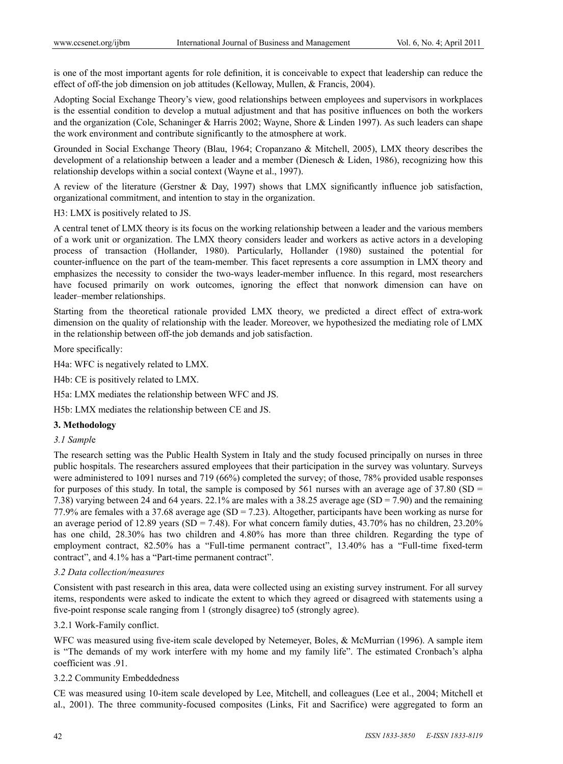is one of the most important agents for role definition, it is conceivable to expect that leadership can reduce the effect of off-the job dimension on job attitudes (Kelloway, Mullen, & Francis, 2004).

Adopting Social Exchange Theory's view, good relationships between employees and supervisors in workplaces is the essential condition to develop a mutual adjustment and that has positive influences on both the workers and the organization (Cole, Schaninger & Harris 2002; Wayne, Shore & Linden 1997). As such leaders can shape the work environment and contribute significantly to the atmosphere at work.

Grounded in Social Exchange Theory (Blau, 1964; Cropanzano & Mitchell, 2005), LMX theory describes the development of a relationship between a leader and a member (Dienesch & Liden, 1986), recognizing how this relationship develops within a social context (Wayne et al., 1997).

A review of the literature (Gerstner & Day, 1997) shows that LMX significantly influence job satisfaction, organizational commitment, and intention to stay in the organization.

H3: LMX is positively related to JS.

A central tenet of LMX theory is its focus on the working relationship between a leader and the various members of a work unit or organization. The LMX theory considers leader and workers as active actors in a developing process of transaction (Hollander, 1980). Particularly, Hollander (1980) sustained the potential for counter-influence on the part of the team-member. This facet represents a core assumption in LMX theory and emphasizes the necessity to consider the two-ways leader-member influence. In this regard, most researchers have focused primarily on work outcomes, ignoring the effect that nonwork dimension can have on leader–member relationships.

Starting from the theoretical rationale provided LMX theory, we predicted a direct effect of extra-work dimension on the quality of relationship with the leader. Moreover, we hypothesized the mediating role of LMX in the relationship between off-the job demands and job satisfaction.

More specifically:

H4a: WFC is negatively related to LMX.

H4b: CE is positively related to LMX.

H5a: LMX mediates the relationship between WFC and JS.

H5b: LMX mediates the relationship between CE and JS.

## 3. Methodology

### *3.1 Sample*

The research setting was the Public Health System in Italy and the study focused principally on nurses in three public hospitals. The researchers assured employees that their participation in the survey was voluntary. Surveys were administered to 1091 nurses and 719 (66%) completed the survey; of those, 78% provided usable responses for purposes of this study. In total, the sample is composed by 561 nurses with an average age of 37.80 (SD = 7.38) varying between 24 and 64 years. 22.1% are males with a 38.25 average age (SD = 7.90) and the remaining 77.9% are females with a 37.68 average age (SD = 7.23). Altogether, participants have been working as nurse for an average period of 12.89 years (SD = 7.48). For what concern family duties, 43.70% has no children, 23.20% has one child, 28.30% has two children and 4.80% has more than three children. Regarding the type of employment contract, 82.50% has a "Full-time permanent contract", 13.40% has a "Full-time fixed-term contract", and 4.1% has a "Part-time permanent contract".

### *3.2 Data collection/measures*

Consistent with past research in this area, data were collected using an existing survey instrument. For all survey items, respondents were asked to indicate the extent to which they agreed or disagreed with statements using a five-point response scale ranging from 1 (strongly disagree) to5 (strongly agree).

#### 3.2.1 Work-Family conflict.

WFC was measured using five-item scale developed by Netemeyer, Boles, & McMurrian (1996). A sample item is "The demands of my work interfere with my home and my family life". The estimated Cronbach's alpha coefficient was .91.

#### 3.2.2 Community Embeddedness

CE was measured using 10-item scale developed by Lee, Mitchell, and colleagues (Lee et al., 2004; Mitchell et al., 2001). The three community-focused composites (Links, Fit and Sacrifice) were aggregated to form an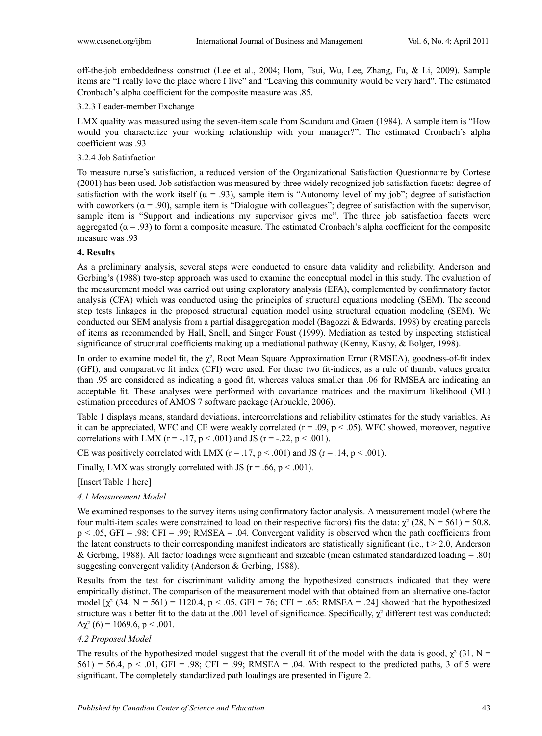off-the-job embeddedness construct (Lee et al., 2004; Hom, Tsui, Wu, Lee, Zhang, Fu, & Li, 2009). Sample items are "I really love the place where I live" and "Leaving this community would be very hard". The estimated Cronbach's alpha coefficient for the composite measure was .85.

### 3.2.3 Leader-member Exchange

LMX quality was measured using the seven-item scale from Scandura and Graen (1984). A sample item is "How would you characterize your working relationship with your manager?". The estimated Cronbach's alpha coefficient was .93

### 3.2.4 Job Satisfaction

To measure nurse's satisfaction, a reduced version of the Organizational Satisfaction Questionnaire by Cortese (2001) has been used. Job satisfaction was measured by three widely recognized job satisfaction facets: degree of satisfaction with the work itself ($\alpha = .93$), sample item is "Autonomy level of my job"; degree of satisfaction with coworkers ($\alpha = .90$), sample item is "Dialogue with colleagues"; degree of satisfaction with the supervisor, sample item is "Support and indications my supervisor gives me". The three job satisfaction facets were aggregated ($\alpha = .93$) to form a composite measure. The estimated Cronbach's alpha coefficient for the composite measure was .93

## 4. Results

As a preliminary analysis, several steps were conducted to ensure data validity and reliability. Anderson and Gerbing's (1988) two-step approach was used to examine the conceptual model in this study. The evaluation of the measurement model was carried out using exploratory analysis (EFA), complemented by confirmatory factor analysis (CFA) which was conducted using the principles of structural equations modeling (SEM). The second step tests linkages in the proposed structural equation model using structural equation modeling (SEM). We conducted our SEM analysis from a partial disaggregation model (Bagozzi & Edwards, 1998) by creating parcels of items as recommended by Hall, Snell, and Singer Foust (1999). Mediation as tested by inspecting statistical significance of structural coefficients making up a mediational pathway (Kenny, Kashy, & Bolger, 1998).

In order to examine model fit, the $\chi^2$, Root Mean Square Approximation Error (RMSEA), goodness-of-fit index (GFI), and comparative fit index (CFI) were used. For these two fit-indices, as a rule of thumb, values greater than .95 are considered as indicating a good fit, whereas values smaller than .06 for RMSEA are indicating an acceptable fit. These analyses were performed with covariance matrices and the maximum likelihood (ML) estimation procedures of AMOS 7 software package (Arbuckle, 2006).

Table 1 displays means, standard deviations, intercorrelations and reliability estimates for the study variables. As it can be appreciated, WFC and CE were weakly correlated ($r = .09$, $p < .05$). WFC showed, moreover, negative correlations with LMX ($r = -.17$, $p < .001$) and JS ($r = -.22$, $p < .001$).

CE was positively correlated with LMX ($r = .17$, $p < .001$) and JS ($r = .14$, $p < .001$).

Finally, LMX was strongly correlated with JS ($r = .66$, $p < .001$).

[Insert Table 1 here]

### *4.1 Measurement Model*

We examined responses to the survey items using confirmatory factor analysis. A measurement model (where the four multi-item scales were constrained to load on their respective factors) fits the data: $\chi^2$ (28, N = 561) = 50.8, $p < .05$, GFI = .98; CFI = .99; RMSEA = .04. Convergent validity is observed when the path coefficients from the latent constructs to their corresponding manifest indicators are statistically significant (i.e., $t > 2.0$, Anderson & Gerbing, 1988). All factor loadings were significant and sizeable (mean estimated standardized loading = .80) suggesting convergent validity (Anderson & Gerbing, 1988).

Results from the test for discriminant validity among the hypothesized constructs indicated that they were empirically distinct. The comparison of the measurement model with that obtained from an alternative one-factor model [$\chi^2$ (34, N = 561) = 1120.4, $p < .05$, GFI = 76; CFI = .65; RMSEA = .24] showed that the hypothesized structure was a better fit to the data at the .001 level of significance. Specifically, $\chi^2$ different test was conducted: $\Delta\chi^2$ (6) = 1069.6, $p < .001$.

### *4.2 Proposed Model*

The results of the hypothesized model suggest that the overall fit of the model with the data is good, $\chi^2$ (31, N = 561) = 56.4, $p < .01$, GFI = .98; CFI = .99; RMSEA = .04. With respect to the predicted paths, 3 of 5 were significant. The completely standardized path loadings are presented in Figure 2.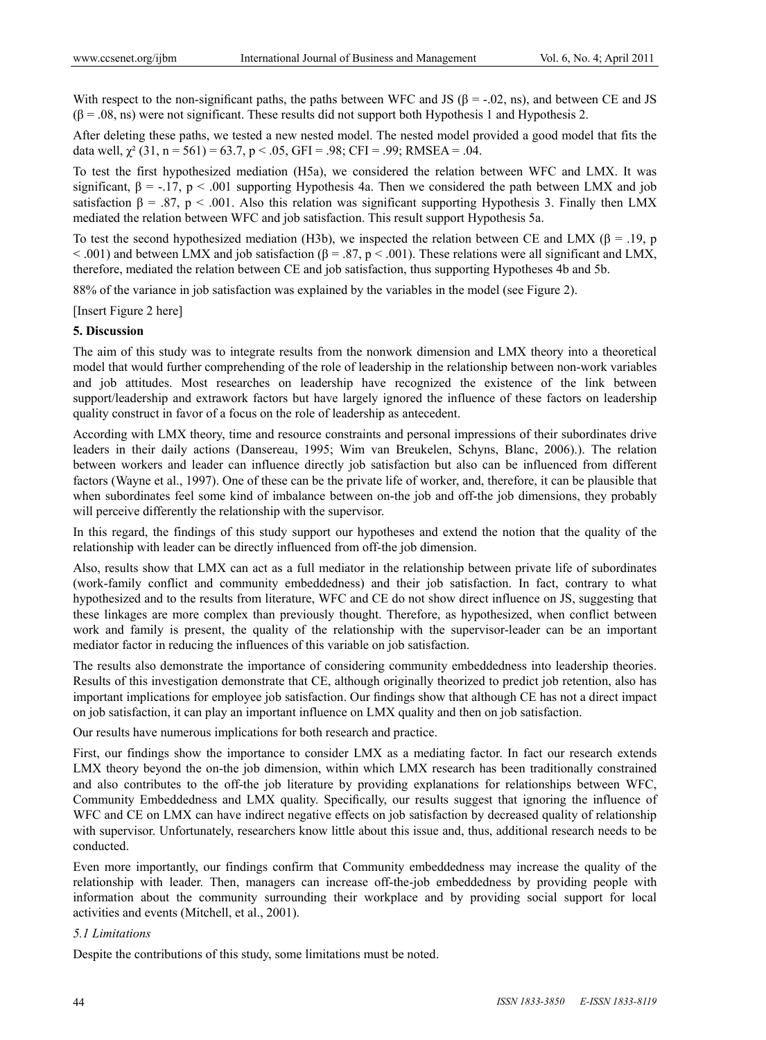With respect to the non-significant paths, the paths between WFC and JS ($\beta = -.02$, ns), and between CE and JS ($\beta = .08$, ns) were not significant. These results did not support both Hypothesis 1 and Hypothesis 2.

After deleting these paths, we tested a new nested model. The nested model provided a good model that fits the data well, $\chi^2$ (31, n = 561) = 63.7, $p < .05$, GFI = .98; CFI = .99; RMSEA = .04.

To test the first hypothesized mediation (H5a), we considered the relation between WFC and LMX. It was significant, $\beta = -.17$, $p < .001$ supporting Hypothesis 4a. Then we considered the path between LMX and job satisfaction $\beta = .87$, $p < .001$. Also this relation was significant supporting Hypothesis 3. Finally then LMX mediated the relation between WFC and job satisfaction. This result support Hypothesis 5a.

To test the second hypothesized mediation (H3b), we inspected the relation between CE and LMX ($\beta = .19$, $p < .001$) and between LMX and job satisfaction ($\beta = .87$, $p < .001$). These relations were all significant and LMX, therefore, mediated the relation between CE and job satisfaction, thus supporting Hypotheses 4b and 5b.

88% of the variance in job satisfaction was explained by the variables in the model (see Figure 2).

[Insert Figure 2 here]

## 5. Discussion

The aim of this study was to integrate results from the nonwork dimension and LMX theory into a theoretical model that would further comprehending of the role of leadership in the relationship between non-work variables and job attitudes. Most researches on leadership have recognized the existence of the link between support/leadership and extrawork factors but have largely ignored the influence of these factors on leadership quality construct in favor of a focus on the role of leadership as antecedent.

According with LMX theory, time and resource constraints and personal impressions of their subordinates drive leaders in their daily actions (Dansereau, 1995; Wim van Breukelen, Schyns, Blanc, 2006).). The relation between workers and leader can influence directly job satisfaction but also can be influenced from different factors (Wayne et al., 1997). One of these can be the private life of worker, and, therefore, it can be plausible that when subordinates feel some kind of imbalance between on-the job and off-the job dimensions, they probably will perceive differently the relationship with the supervisor.

In this regard, the findings of this study support our hypotheses and extend the notion that the quality of the relationship with leader can be directly influenced from off-the job dimension.

Also, results show that LMX can act as a full mediator in the relationship between private life of subordinates (work-family conflict and community embeddedness) and their job satisfaction. In fact, contrary to what hypothesized and to the results from literature, WFC and CE do not show direct influence on JS, suggesting that these linkages are more complex than previously thought. Therefore, as hypothesized, when conflict between work and family is present, the quality of the relationship with the supervisor-leader can be an important mediator factor in reducing the influences of this variable on job satisfaction.

The results also demonstrate the importance of considering community embeddedness into leadership theories. Results of this investigation demonstrate that CE, although originally theorized to predict job retention, also has important implications for employee job satisfaction. Our findings show that although CE has not a direct impact on job satisfaction, it can play an important influence on LMX quality and then on job satisfaction.

Our results have numerous implications for both research and practice.

First, our findings show the importance to consider LMX as a mediating factor. In fact our research extends LMX theory beyond the on-the job dimension, within which LMX research has been traditionally constrained and also contributes to the off-the job literature by providing explanations for relationships between WFC, Community Embeddedness and LMX quality. Specifically, our results suggest that ignoring the influence of WFC and CE on LMX can have indirect negative effects on job satisfaction by decreased quality of relationship with supervisor. Unfortunately, researchers know little about this issue and, thus, additional research needs to be conducted.

Even more importantly, our findings confirm that Community embeddedness may increase the quality of the relationship with leader. Then, managers can increase off-the-job embeddedness by providing people with information about the community surrounding their workplace and by providing social support for local activities and events (Mitchell, et al., 2001).

### *5.1 Limitations*

Despite the contributions of this study, some limitations must be noted.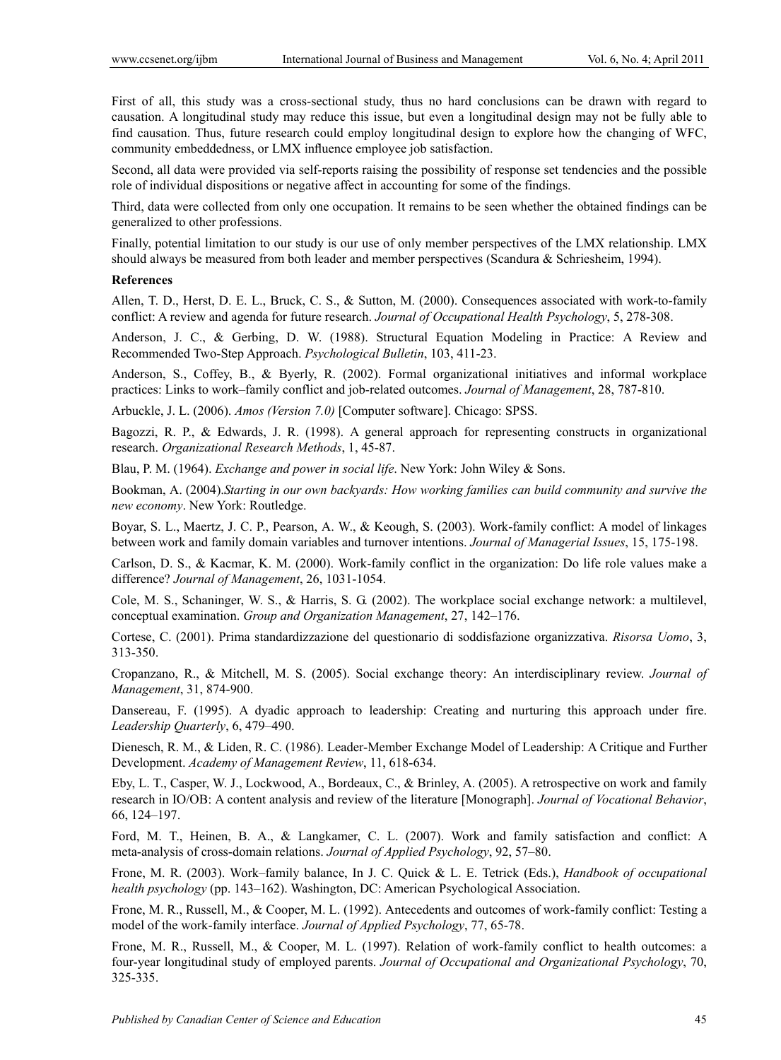First of all, this study was a cross-sectional study, thus no hard conclusions can be drawn with regard to causation. A longitudinal study may reduce this issue, but even a longitudinal design may not be fully able to find causation. Thus, future research could employ longitudinal design to explore how the changing of WFC, community embeddedness, or LMX influence employee job satisfaction.

Second, all data were provided via self-reports raising the possibility of response set tendencies and the possible role of individual dispositions or negative affect in accounting for some of the findings.

Third, data were collected from only one occupation. It remains to be seen whether the obtained findings can be generalized to other professions.

Finally, potential limitation to our study is our use of only member perspectives of the LMX relationship. LMX should always be measured from both leader and member perspectives (Scandura & Schriesheim, 1994).

**References**

Allen, T. D., Herst, D. E. L., Bruck, C. S., & Sutton, M. (2000). Consequences associated with work-to-family conflict: A review and agenda for future research. *Journal of Occupational Health Psychology*, 5, 278-308.

Anderson, J. C., & Gerbing, D. W. (1988). Structural Equation Modeling in Practice: A Review and Recommended Two-Step Approach. *Psychological Bulletin*, 103, 411-23.

Anderson, S., Coffey, B., & Byerly, R. (2002). Formal organizational initiatives and informal workplace practices: Links to work–family conflict and job-related outcomes. *Journal of Management*, 28, 787-810.

Arbuckle, J. L. (2006). *Amos (Version 7.0)* [Computer software]. Chicago: SPSS.

Bagozzi, R. P., & Edwards, J. R. (1998). A general approach for representing constructs in organizational research. *Organizational Research Methods*, 1, 45-87.

Blau, P. M. (1964). *Exchange and power in social life*. New York: John Wiley & Sons.

Bookman, A. (2004).*Starting in our own backyards: How working families can build community and survive the new economy*. New York: Routledge.

Boyar, S. L., Maertz, J. C. P., Pearson, A. W., & Keough, S. (2003). Work-family conflict: A model of linkages between work and family domain variables and turnover intentions. *Journal of Managerial Issues*, 15, 175-198.

Carlson, D. S., & Kacmar, K. M. (2000). Work-family conflict in the organization: Do life role values make a difference? *Journal of Management*, 26, 1031-1054.

Cole, M. S., Schaninger, W. S., & Harris, S. G. (2002). The workplace social exchange network: a multilevel, conceptual examination. *Group and Organization Management*, 27, 142–176.

Cortese, C. (2001). Prima standardizzazione del questionario di soddisfazione organizzativa. *Risorsa Uomo*, 3, 313-350.

Cropanzano, R., & Mitchell, M. S. (2005). Social exchange theory: An interdisciplinary review. *Journal of Management*, 31, 874-900.

Dansereau, F. (1995). A dyadic approach to leadership: Creating and nurturing this approach under fire. *Leadership Quarterly*, 6, 479–490.

Dienesch, R. M., & Liden, R. C. (1986). Leader-Member Exchange Model of Leadership: A Critique and Further Development. *Academy of Management Review*, 11, 618-634.

Eby, L. T., Casper, W. J., Lockwood, A., Bordeaux, C., & Brinley, A. (2005). A retrospective on work and family research in IO/OB: A content analysis and review of the literature [Monograph]. *Journal of Vocational Behavior*, 66, 124–197.

Ford, M. T., Heinen, B. A., & Langkamer, C. L. (2007). Work and family satisfaction and conflict: A meta-analysis of cross-domain relations. *Journal of Applied Psychology*, 92, 57–80.

Frone, M. R. (2003). Work–family balance, In J. C. Quick & L. E. Tetrick (Eds.), *Handbook of occupational health psychology* (pp. 143–162). Washington, DC: American Psychological Association.

Frone, M. R., Russell, M., & Cooper, M. L. (1992). Antecedents and outcomes of work-family conflict: Testing a model of the work-family interface. *Journal of Applied Psychology*, 77, 65-78.

Frone, M. R., Russell, M., & Cooper, M. L. (1997). Relation of work-family conflict to health outcomes: a four-year longitudinal study of employed parents. *Journal of Occupational and Organizational Psychology*, 70, 325-335.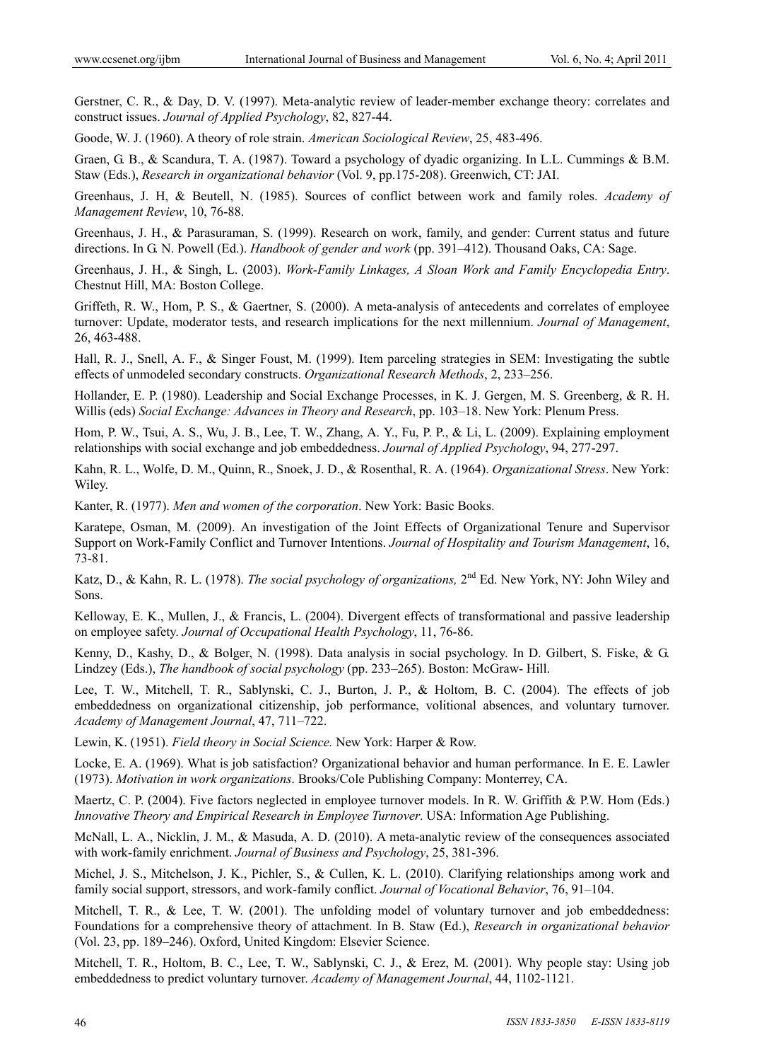Gerstner, C. R., & Day, D. V. (1997). Meta-analytic review of leader-member exchange theory: correlates and construct issues. *Journal of Applied Psychology*, 82, 827-44.

Goode, W. J. (1960). A theory of role strain. *American Sociological Review*, 25, 483-496.

Graen, G. B., & Scandura, T. A. (1987). Toward a psychology of dyadic organizing. In L.L. Cummings & B.M. Staw (Eds.), *Research in organizational behavior* (Vol. 9, pp.175-208). Greenwich, CT: JAI.

Greenhaus, J. H, & Beutell, N. (1985). Sources of conflict between work and family roles. *Academy of Management Review*, 10, 76-88.

Greenhaus, J. H., & Parasuraman, S. (1999). Research on work, family, and gender: Current status and future directions. In G. N. Powell (Ed.). *Handbook of gender and work* (pp. 391–412). Thousand Oaks, CA: Sage.

Greenhaus, J. H., & Singh, L. (2003). *Work-Family Linkages, A Sloan Work and Family Encyclopedia Entry*. Chestnut Hill, MA: Boston College.

Griffeth, R. W., Hom, P. S., & Gaertner, S. (2000). A meta-analysis of antecedents and correlates of employee turnover: Update, moderator tests, and research implications for the next millennium. *Journal of Management*, 26, 463-488.

Hall, R. J., Snell, A. F., & Singer Foust, M. (1999). Item parceling strategies in SEM: Investigating the subtle effects of unmodeled secondary constructs. *Organizational Research Methods*, 2, 233–256.

Hollander, E. P. (1980). Leadership and Social Exchange Processes, in K. J. Gergen, M. S. Greenberg, & R. H. Willis (eds) *Social Exchange: Advances in Theory and Research*, pp. 103–18. New York: Plenum Press.

Hom, P. W., Tsui, A. S., Wu, J. B., Lee, T. W., Zhang, A. Y., Fu, P. P., & Li, L. (2009). Explaining employment relationships with social exchange and job embeddedness. *Journal of Applied Psychology*, 94, 277-297.

Kahn, R. L., Wolfe, D. M., Quinn, R., Snoek, J. D., & Rosenthal, R. A. (1964). *Organizational Stress*. New York: Wiley.

Kanter, R. (1977). *Men and women of the corporation*. New York: Basic Books.

Karatepe, Osman, M. (2009). An investigation of the Joint Effects of Organizational Tenure and Supervisor Support on Work-Family Conflict and Turnover Intentions. *Journal of Hospitality and Tourism Management*, 16, 73-81.

Katz, D., & Kahn, R. L. (1978). *The social psychology of organizations,* 2nd Ed. New York, NY: John Wiley and Sons.

Kelloway, E. K., Mullen, J., & Francis, L. (2004). Divergent effects of transformational and passive leadership on employee safety. *Journal of Occupational Health Psychology*, 11, 76-86.

Kenny, D., Kashy, D., & Bolger, N. (1998). Data analysis in social psychology. In D. Gilbert, S. Fiske, & G. Lindzey (Eds.), *The handbook of social psychology* (pp. 233–265). Boston: McGraw- Hill.

Lee, T. W., Mitchell, T. R., Sablynski, C. J., Burton, J. P., & Holtom, B. C. (2004). The effects of job embeddedness on organizational citizenship, job performance, volitional absences, and voluntary turnover. *Academy of Management Journal*, 47, 711–722.

Lewin, K. (1951). *Field theory in Social Science.* New York: Harper & Row.

Locke, E. A. (1969). What is job satisfaction? Organizational behavior and human performance. In E. E. Lawler (1973). *Motivation in work organizations*. Brooks/Cole Publishing Company: Monterrey, CA.

Maertz, C. P. (2004). Five factors neglected in employee turnover models. In R. W. Griffith & P.W. Hom (Eds.) *Innovative Theory and Empirical Research in Employee Turnover*. USA: Information Age Publishing.

McNall, L. A., Nicklin, J. M., & Masuda, A. D. (2010). A meta-analytic review of the consequences associated with work-family enrichment. *Journal of Business and Psychology*, 25, 381-396.

Michel, J. S., Mitchelson, J. K., Pichler, S., & Cullen, K. L. (2010). Clarifying relationships among work and family social support, stressors, and work-family conflict. *Journal of Vocational Behavior*, 76, 91–104.

Mitchell, T. R., & Lee, T. W. (2001). The unfolding model of voluntary turnover and job embeddedness: Foundations for a comprehensive theory of attachment. In B. Staw (Ed.), *Research in organizational behavior* (Vol. 23, pp. 189–246). Oxford, United Kingdom: Elsevier Science.

Mitchell, T. R., Holtom, B. C., Lee, T. W., Sablynski, C. J., & Erez, M. (2001). Why people stay: Using job embeddedness to predict voluntary turnover. *Academy of Management Journal*, 44, 1102-1121.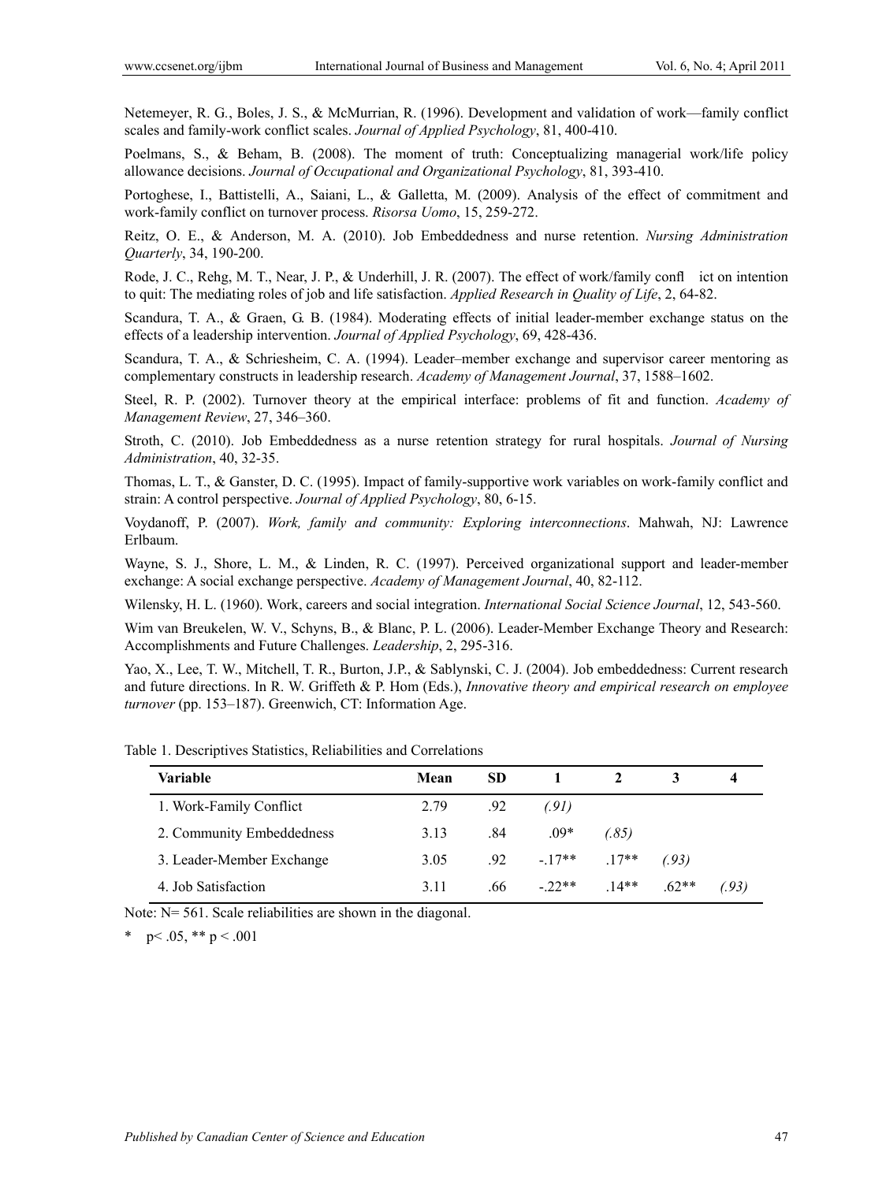Netemeyer, R. G., Boles, J. S., & McMurrian, R. (1996). Development and validation of work—family conflict scales and family-work conflict scales. *Journal of Applied Psychology*, 81, 400-410.

Poelmans, S., & Beham, B. (2008). The moment of truth: Conceptualizing managerial work/life policy allowance decisions. *Journal of Occupational and Organizational Psychology*, 81, 393-410.

Portoghese, I., Battistelli, A., Saiani, L., & Galletta, M. (2009). Analysis of the effect of commitment and work-family conflict on turnover process. *Risorsa Uomo*, 15, 259-272.

Reitz, O. E., & Anderson, M. A. (2010). Job Embeddedness and nurse retention. *Nursing Administration Quarterly*, 34, 190-200.

Rode, J. C., Rehg, M. T., Near, J. P., & Underhill, J. R. (2007). The effect of work/family confl ict on intention to quit: The mediating roles of job and life satisfaction. *Applied Research in Quality of Life*, 2, 64-82.

Scandura, T. A., & Graen, G. B. (1984). Moderating effects of initial leader-member exchange status on the effects of a leadership intervention. *Journal of Applied Psychology*, 69, 428-436.

Scandura, T. A., & Schriesheim, C. A. (1994). Leader–member exchange and supervisor career mentoring as complementary constructs in leadership research. *Academy of Management Journal*, 37, 1588–1602.

Steel, R. P. (2002). Turnover theory at the empirical interface: problems of fit and function. *Academy of Management Review*, 27, 346–360.

Stroth, C. (2010). Job Embeddedness as a nurse retention strategy for rural hospitals. *Journal of Nursing Administration*, 40, 32-35.

Thomas, L. T., & Ganster, D. C. (1995). Impact of family-supportive work variables on work-family conflict and strain: A control perspective. *Journal of Applied Psychology*, 80, 6-15.

Voydanoff, P. (2007). *Work, family and community: Exploring interconnections*. Mahwah, NJ: Lawrence Erlbaum.

Wayne, S. J., Shore, L. M., & Linden, R. C. (1997). Perceived organizational support and leader-member exchange: A social exchange perspective. *Academy of Management Journal*, 40, 82-112.

Wilensky, H. L. (1960). Work, careers and social integration. *International Social Science Journal*, 12, 543-560.

Wim van Breukelen, W. V., Schyns, B., & Blanc, P. L. (2006). Leader-Member Exchange Theory and Research: Accomplishments and Future Challenges. *Leadership*, 2, 295-316.

Yao, X., Lee, T. W., Mitchell, T. R., Burton, J.P., & Sablynski, C. J. (2004). Job embeddedness: Current research and future directions. In R. W. Griffeth & P. Hom (Eds.), *Innovative theory and empirical research on employee turnover* (pp. 153–187). Greenwich, CT: Information Age.

Table 1. Descriptives Statistics, Reliabilities and Correlations

| Variable | Mean | SD | 1 | 2 | 3 | 4 |
|---|---|---|---|---|---|---|
| 1. Work-Family Conflict | 2.79 | .92 | *(.91)* | | | |
| 2. Community Embeddedness | 3.13 | .84 | .09* | *(.85)* | | |
| 3. Leader-Member Exchange | 3.05 | .92 | -.17** | .17** | *(.93)* | |
| 4. Job Satisfaction | 3.11 | .66 | -.22** | .14** | .62** | *(.93)* |

Note: N= 561. Scale reliabilities are shown in the diagonal.

\* $p < .05$, \*\* $p < .001$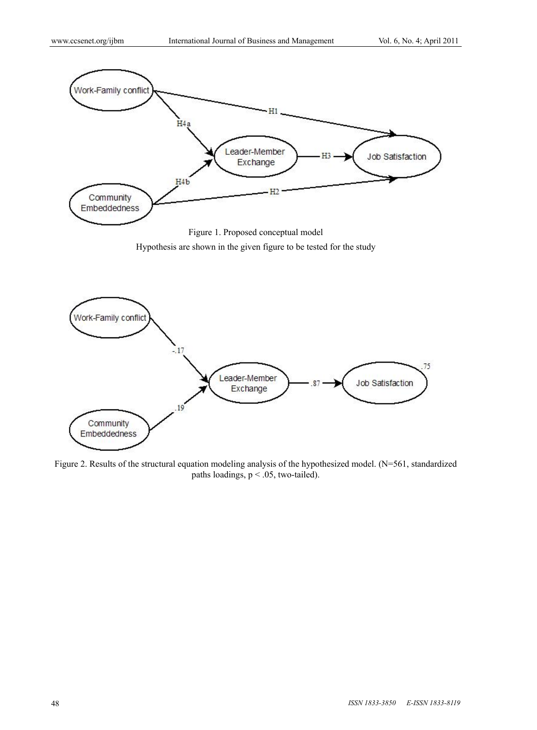Work-Family conflict

H4a

H1

Leader-Member Exchange

H3

Job Satisfaction

H4b

H2

Community Embeddedness

Figure 1. Proposed conceptual model

Hypothesis are shown in the given figure to be tested for the study

Work-Family conflict

-.17

Leader-Member Exchange

.87

Job Satisfaction

.75

.19

Community Embeddedness

Figure 2. Results of the structural equation modeling analysis of the hypothesized model. (N=561, standardized paths loadings, $p < .05$, two-tailed).